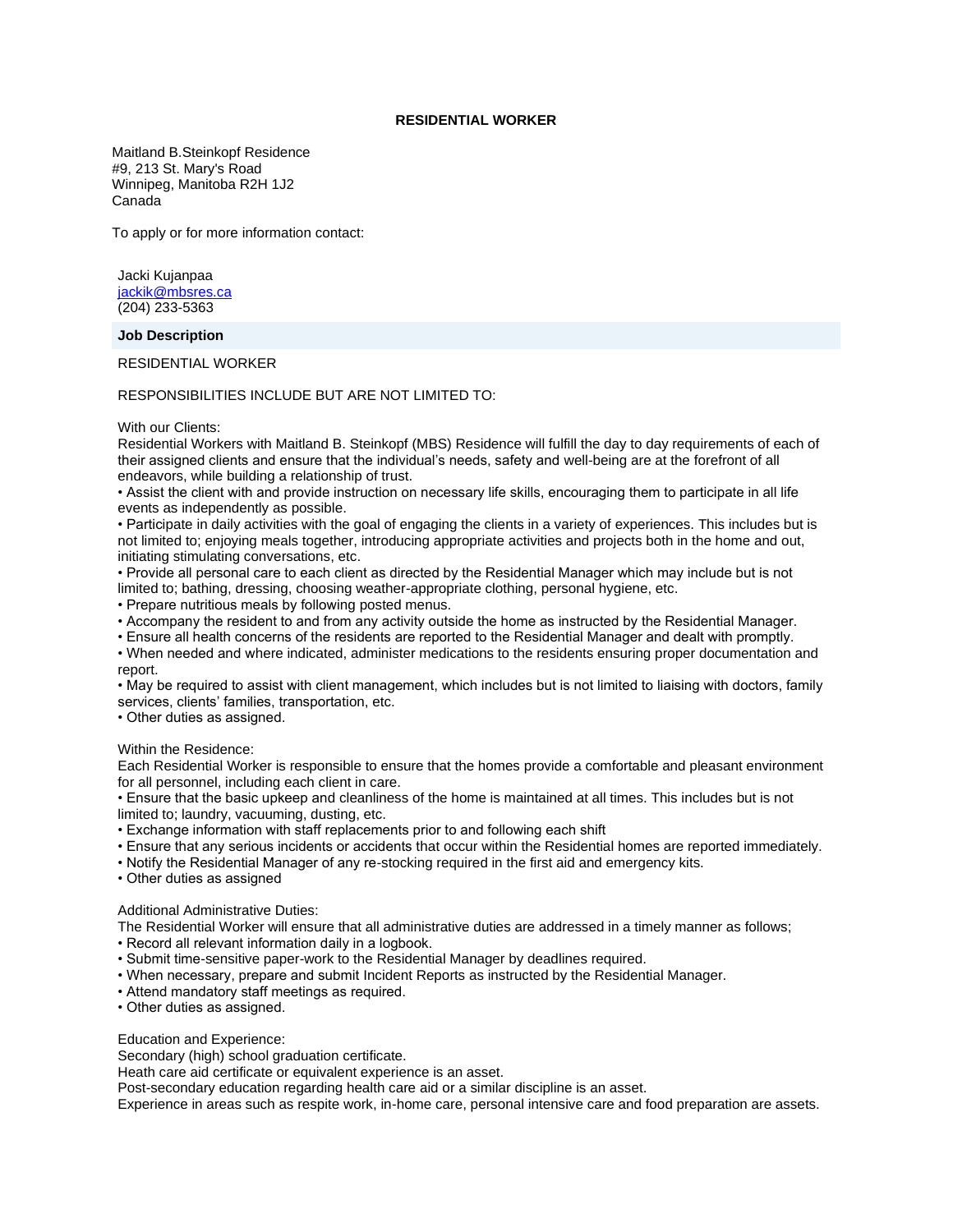# RESIDENTIAL WORKER

Maitland B.Steinkopf Residence
#9, 213 St. Mary's Road
Winnipeg, Manitoba R2H 1J2
Canada

To apply or for more information contact:

Jacki Kujanpaa
[jackik@mbsres.ca](mailto:jackik@mbsres.ca)
(204) 233-5363

## Job Description

RESIDENTIAL WORKER

RESPONSIBILITIES INCLUDE BUT ARE NOT LIMITED TO:

With our Clients:
Residential Workers with Maitland B. Steinkopf (MBS) Residence will fulfill the day to day requirements of each of their assigned clients and ensure that the individual's needs, safety and well-being are at the forefront of all endeavors, while building a relationship of trust.

- Assist the client with and provide instruction on necessary life skills, encouraging them to participate in all life events as independently as possible.
- Participate in daily activities with the goal of engaging the clients in a variety of experiences. This includes but is not limited to; enjoying meals together, introducing appropriate activities and projects both in the home and out, initiating stimulating conversations, etc.
- Provide all personal care to each client as directed by the Residential Manager which may include but is not limited to; bathing, dressing, choosing weather-appropriate clothing, personal hygiene, etc.
- Prepare nutritious meals by following posted menus.
- Accompany the resident to and from any activity outside the home as instructed by the Residential Manager.
- Ensure all health concerns of the residents are reported to the Residential Manager and dealt with promptly.
- When needed and where indicated, administer medications to the residents ensuring proper documentation and report.
- May be required to assist with client management, which includes but is not limited to liaising with doctors, family services, clients' families, transportation, etc.
- Other duties as assigned.

Within the Residence:
Each Residential Worker is responsible to ensure that the homes provide a comfortable and pleasant environment for all personnel, including each client in care.

- Ensure that the basic upkeep and cleanliness of the home is maintained at all times. This includes but is not limited to; laundry, vacuuming, dusting, etc.
- Exchange information with staff replacements prior to and following each shift
- Ensure that any serious incidents or accidents that occur within the Residential homes are reported immediately.
- Notify the Residential Manager of any re-stocking required in the first aid and emergency kits.
- Other duties as assigned

Additional Administrative Duties:
The Residential Worker will ensure that all administrative duties are addressed in a timely manner as follows;

- Record all relevant information daily in a logbook.
- Submit time-sensitive paper-work to the Residential Manager by deadlines required.
- When necessary, prepare and submit Incident Reports as instructed by the Residential Manager.
- Attend mandatory staff meetings as required.
- Other duties as assigned.

Education and Experience:
Secondary (high) school graduation certificate.
Heath care aid certificate or equivalent experience is an asset.
Post-secondary education regarding health care aid or a similar discipline is an asset.
Experience in areas such as respite work, in-home care, personal intensive care and food preparation are assets.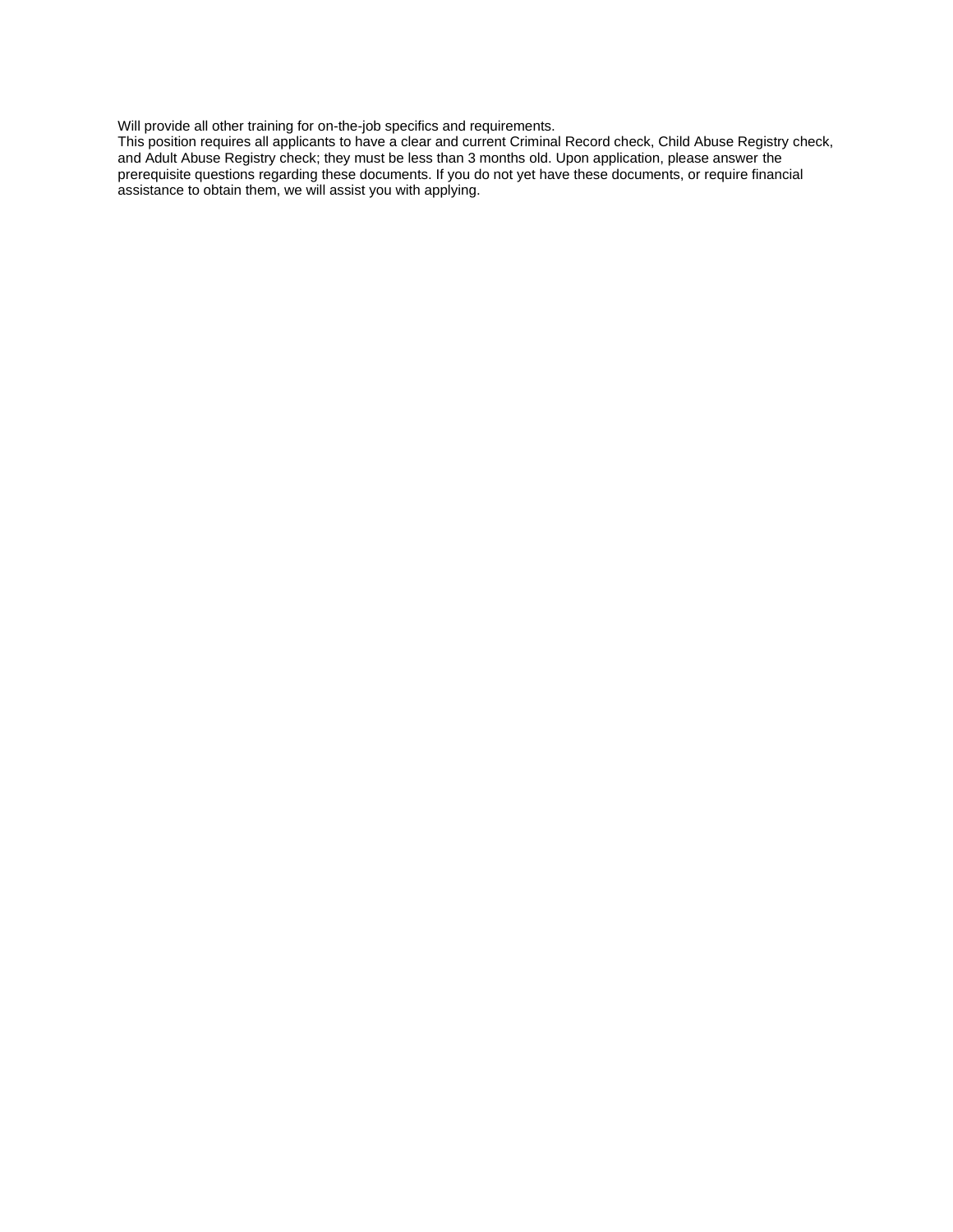Will provide all other training for on-the-job specifics and requirements.
This position requires all applicants to have a clear and current Criminal Record check, Child Abuse Registry check, and Adult Abuse Registry check; they must be less than 3 months old. Upon application, please answer the prerequisite questions regarding these documents. If you do not yet have these documents, or require financial assistance to obtain them, we will assist you with applying.